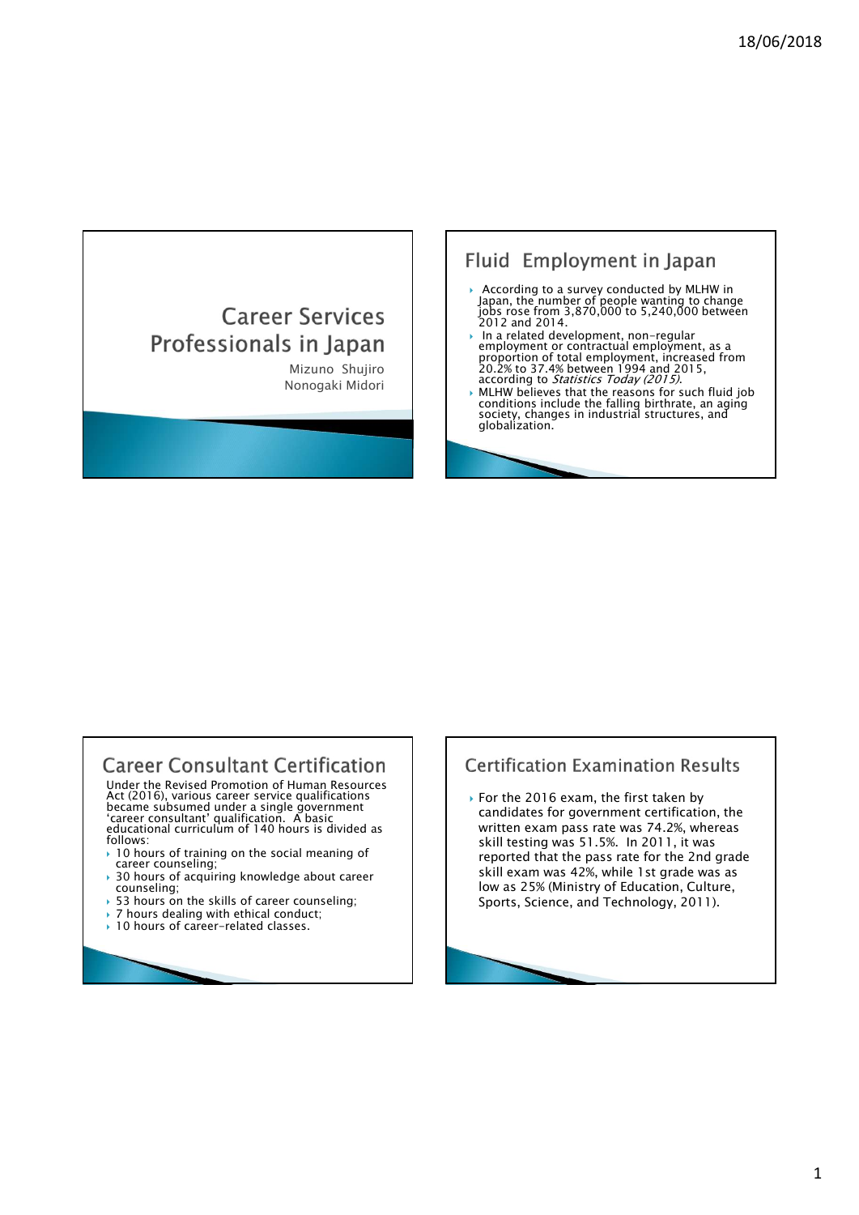# Career Services Professionals in Japan

Mizuno Shujiro
Nonogaki Midori

## Fluid Employment in Japan

- According to a survey conducted by MLHW in Japan, the number of people wanting to change jobs rose from 3,870,000 to 5,240,000 between 2012 and 2014.
- In a related development, non-regular employment or contractual employment, as a proportion of total employment, increased from 20.2% to 37.4% between 1994 and 2015, according to *Statistics Today (2015)*.
- MLHW believes that the reasons for such fluid job conditions include the falling birthrate, an aging society, changes in industrial structures, and globalization.

## Career Consultant Certification

Under the Revised Promotion of Human Resources Act (2016), various career service qualifications became subsumed under a single government 'career consultant' qualification. A basic educational curriculum of 140 hours is divided as follows:

- 10 hours of training on the social meaning of career counseling;
- 30 hours of acquiring knowledge about career counseling;
- 53 hours on the skills of career counseling;
- 7 hours dealing with ethical conduct;
- 10 hours of career-related classes.

## Certification Examination Results

- For the 2016 exam, the first taken by candidates for government certification, the written exam pass rate was 74.2%, whereas skill testing was 51.5%. In 2011, it was reported that the pass rate for the 2nd grade skill exam was 42%, while 1st grade was as low as 25% (Ministry of Education, Culture, Sports, Science, and Technology, 2011).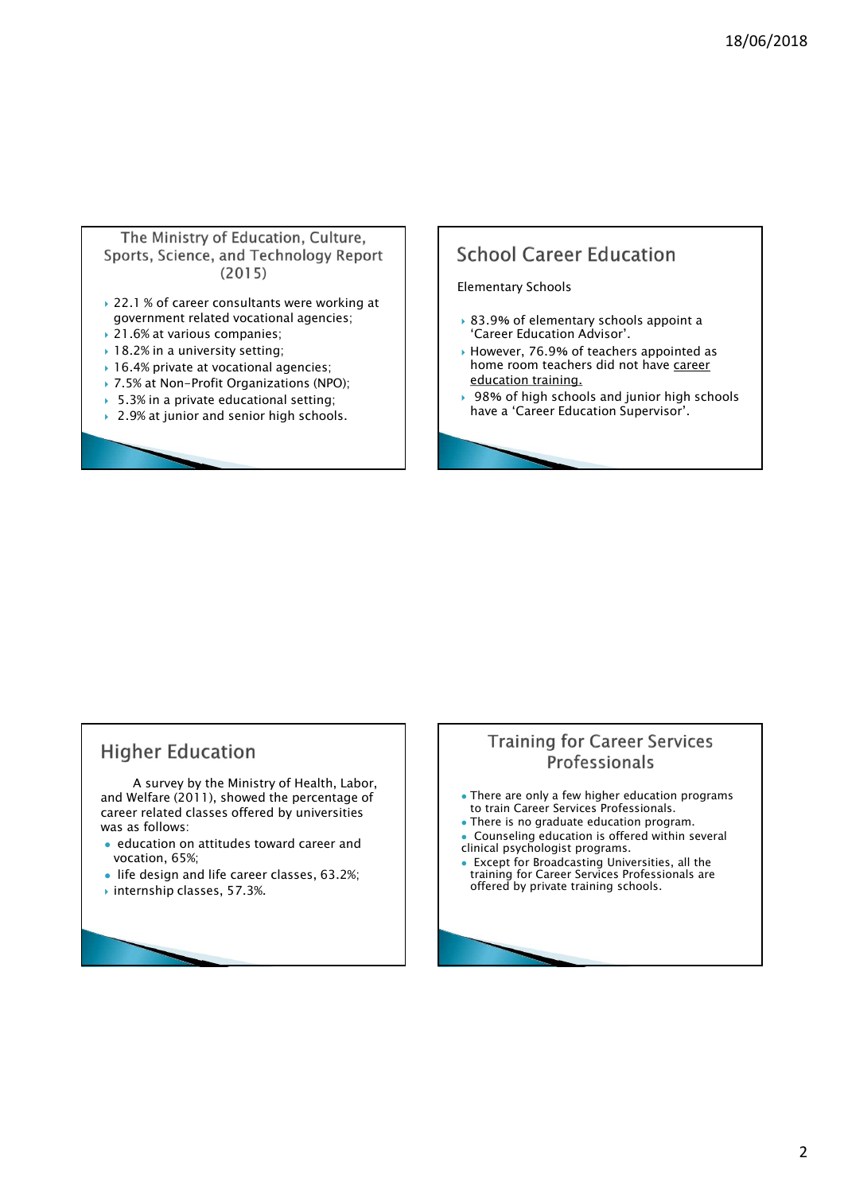## The Ministry of Education, Culture, Sports, Science, and Technology Report (2015)

- 22.1 % of career consultants were working at government related vocational agencies;
- 21.6% at various companies;
- 18.2% in a university setting;
- 16.4% private at vocational agencies;
- 7.5% at Non-Profit Organizations (NPO);
- 5.3% in a private educational setting;
- 2.9% at junior and senior high schools.

## School Career Education

Elementary Schools

- 83.9% of elementary schools appoint a 'Career Education Advisor'.
- However, 76.9% of teachers appointed as home room teachers did not have career education training.
- 98% of high schools and junior high schools have a 'Career Education Supervisor'.

## Higher Education

A survey by the Ministry of Health, Labor, and Welfare (2011), showed the percentage of career related classes offered by universities was as follows:

- education on attitudes toward career and vocation, 65%;
- life design and life career classes, 63.2%;
- internship classes, 57.3%.

## Training for Career Services Professionals

- There are only a few higher education programs to train Career Services Professionals.
- There is no graduate education program.
- Counseling education is offered within several clinical psychologist programs.
- Except for Broadcasting Universities, all the training for Career Services Professionals are offered by private training schools.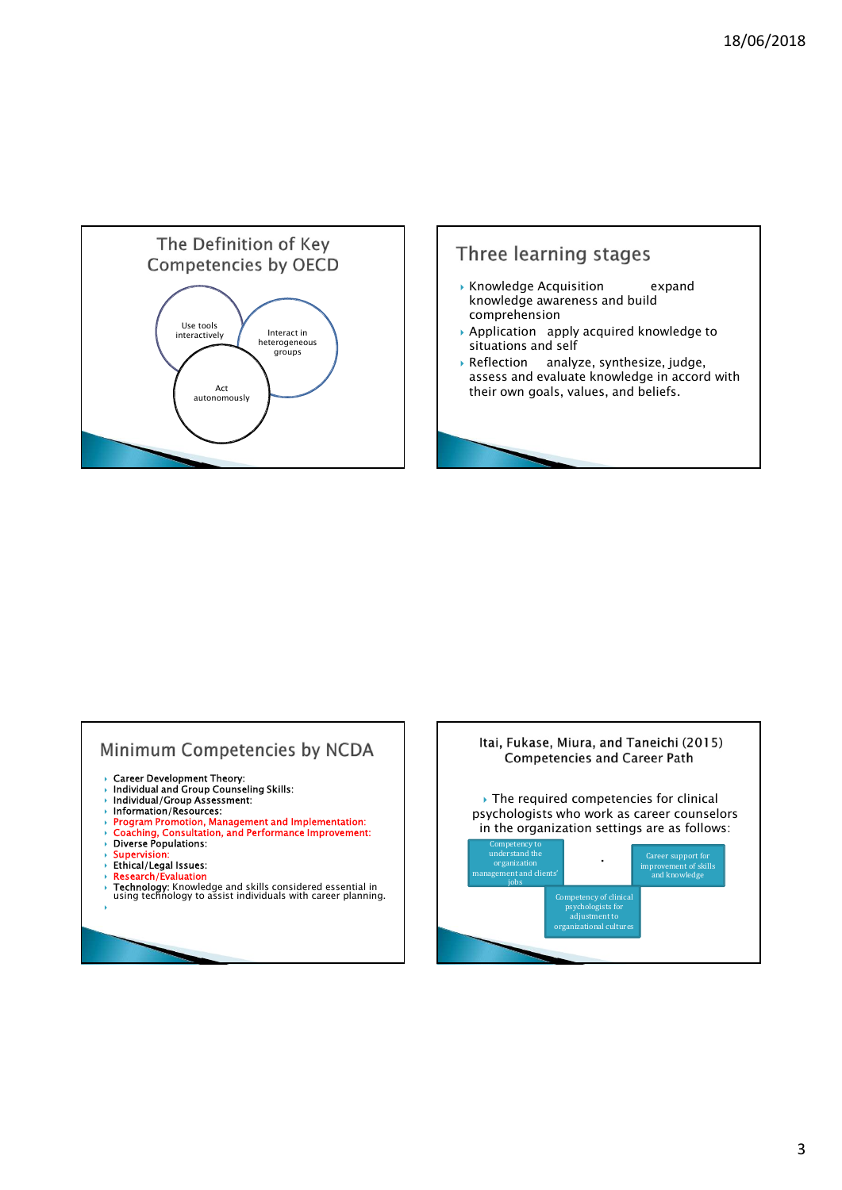## The Definition of Key Competencies by OECD

- Use tools interactively
- Interact in heterogeneous groups
- Act autonomously

## Three learning stages

- Knowledge Acquisition　　expand knowledge awareness and build comprehension
- Application　apply acquired knowledge to situations and self
- Reflection　analyze, synthesize, judge, assess and evaluate knowledge in accord with their own goals, values, and beliefs.

## Minimum Competencies by NCDA

- **Career Development Theory:**
- **Individual and Group Counseling Skills:**
- **Individual/Group Assessment:**
- **Information/Resources:**
- **Program Promotion, Management and Implementation:**
- **Coaching, Consultation, and Performance Improvement:**
- **Diverse Populations:**
- **Supervision:**
- **Ethical/Legal Issues:**
- **Research/Evaluation**
- **Technology:** Knowledge and skills considered essential in using technology to assist individuals with career planning.

## Itai, Fukase, Miura, and Taneichi (2015) Competencies and Career Path

- The required competencies for clinical psychologists who work as career counselors in the organization settings are as follows:

- Competency to understand the organization management and clients' jobs
- Career support for improvement of skills and knowledge
- Competency of clinical psychologists for adjustment to organizational cultures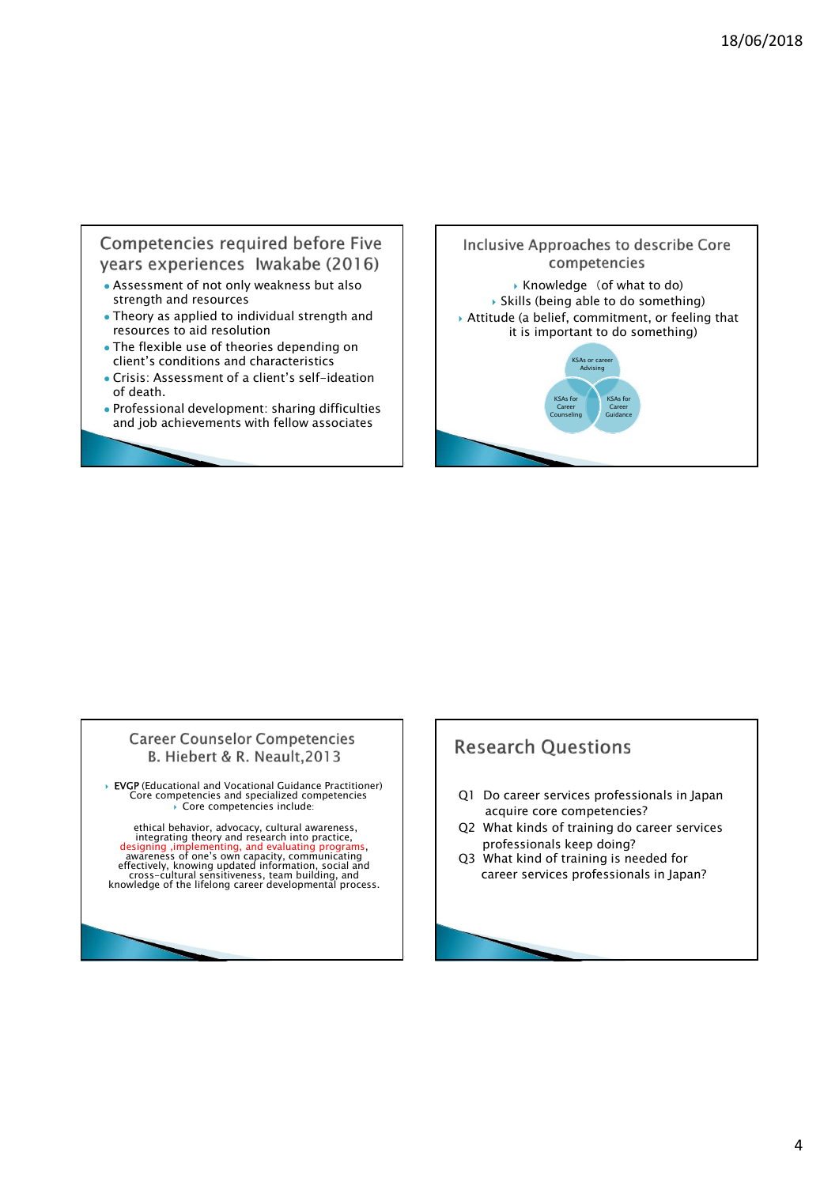## Competencies required before Five years experiences Iwakabe (2016)

- Assessment of not only weakness but also strength and resources
- Theory as applied to individual strength and resources to aid resolution
- The flexible use of theories depending on client's conditions and characteristics
- Crisis: Assessment of a client's self-ideation of death.
- Professional development: sharing difficulties and job achievements with fellow associates

## Inclusive Approaches to describe Core competencies

- Knowledge (of what to do)
- Skills (being able to do something)
- Attitude (a belief, commitment, or feeling that it is important to do something)

KSAs or career Advising

KSAs for Career Counseling

KSAs for Career Guidance

## Career Counselor Competencies B. Hiebert & R. Neault,2013

- **EVGP** (Educational and Vocational Guidance Practitioner) Core competencies and specialized competencies
  - Core competencies include:

ethical behavior, advocacy, cultural awareness, integrating theory and research into practice, designing ,implementing, and evaluating programs, awareness of one's own capacity, communicating effectively, knowing updated information, social and cross-cultural sensitiveness, team building, and knowledge of the lifelong career developmental process.

## Research Questions

Q1 Do career services professionals in Japan acquire core competencies?

Q2 What kinds of training do career services professionals keep doing?

Q3 What kind of training is needed for career services professionals in Japan?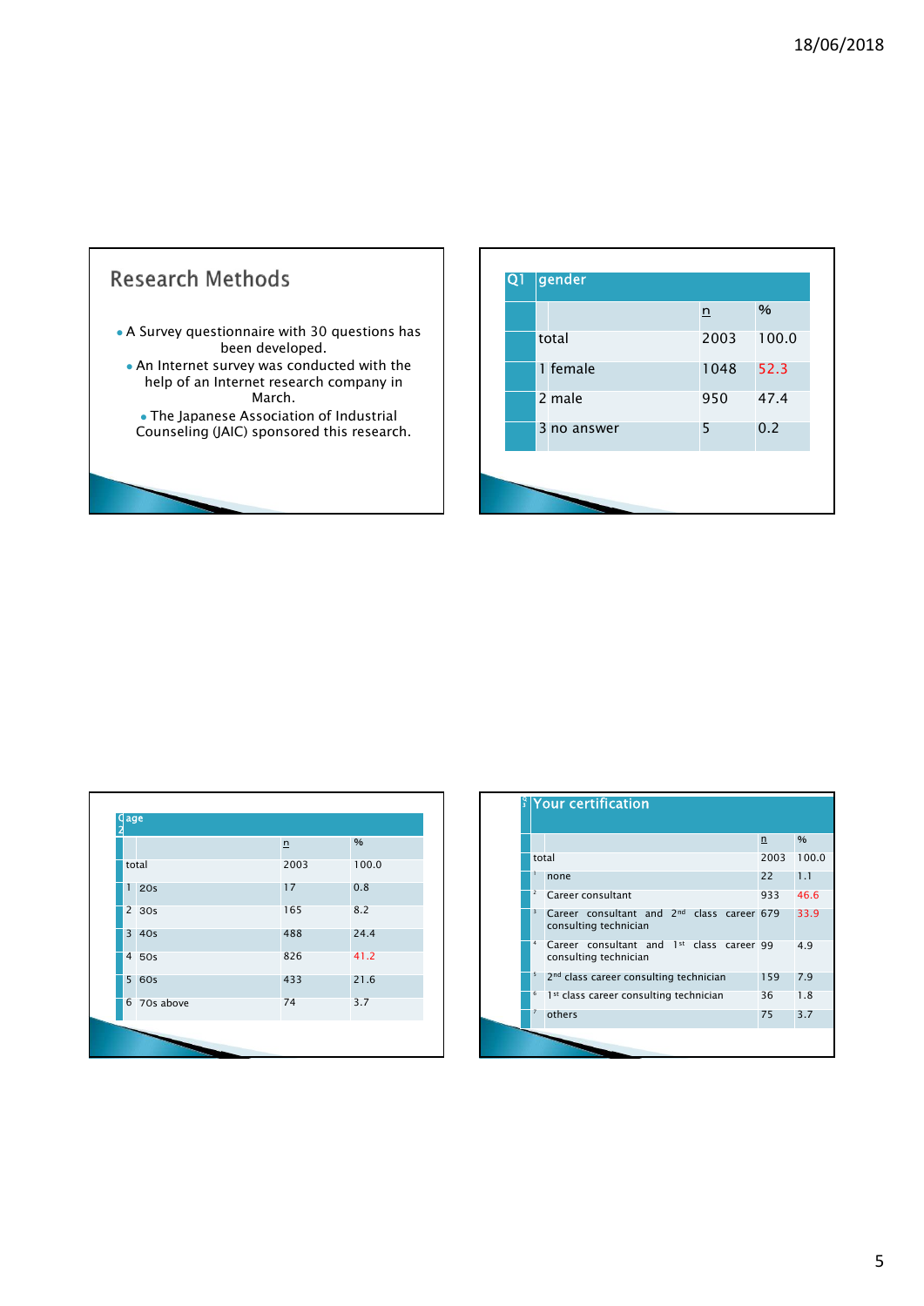## Research Methods

- A Survey questionnaire with 30 questions has been developed.
- An Internet survey was conducted with the help of an Internet research company in March.
- The Japanese Association of Industrial Counseling (JAIC) sponsored this research.

| Q1 | gender | n | % |
|---|---|---|---|
| | total | 2003 | 100.0 |
| | 1 female | 1048 | 52.3 |
| | 2 male | 950 | 47.4 |
| | 3 no answer | 5 | 0.2 |

| Q2 | age | n | % |
|---|---|---|---|
| | total | 2003 | 100.0 |
| 1 | 20s | 17 | 0.8 |
| 2 | 30s | 165 | 8.2 |
| 3 | 40s | 488 | 24.4 |
| 4 | 50s | 826 | 41.2 |
| 5 | 60s | 433 | 21.6 |
| 6 | 70s above | 74 | 3.7 |

| Q3 | Your certification | n | % |
|---|---|---|---|
| | total | 2003 | 100.0 |
| 1 | none | 22 | 1.1 |
| 2 | Career consultant | 933 | 46.6 |
| 3 | Career consultant and 2nd class career consulting technician | 679 | 33.9 |
| 4 | Career consultant and 1st class career consulting technician | 99 | 4.9 |
| 5 | 2nd class career consulting technician | 159 | 7.9 |
| 6 | 1st class career consulting technician | 36 | 1.8 |
| 7 | others | 75 | 3.7 |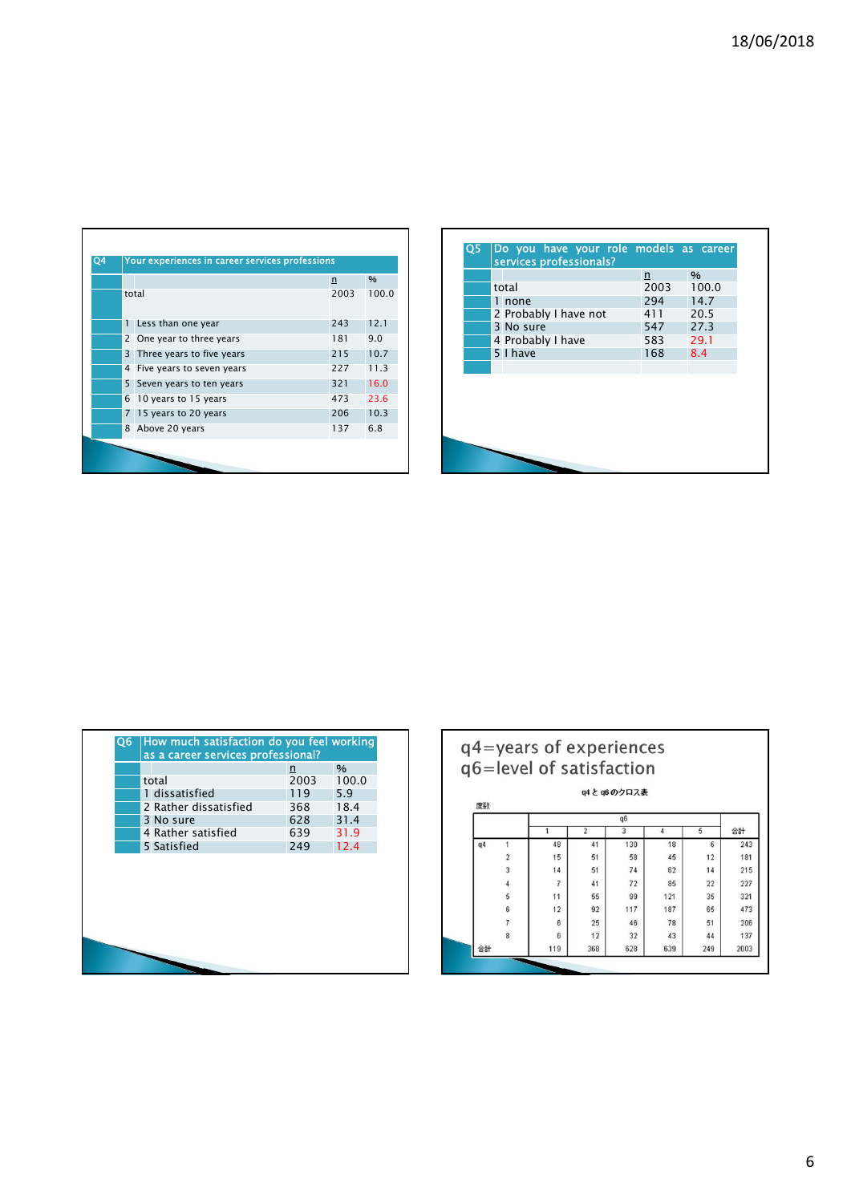| Q4 | Your experiences in career services professions | n | % |
|---|---|---|---|
| | total | 2003 | 100.0 |
| | 1 Less than one year | 243 | 12.1 |
| | 2 One year to three years | 181 | 9.0 |
| | 3 Three years to five years | 215 | 10.7 |
| | 4 Five years to seven years | 227 | 11.3 |
| | 5 Seven years to ten years | 321 | 16.0 |
| | 6 10 years to 15 years | 473 | 23.6 |
| | 7 15 years to 20 years | 206 | 10.3 |
| | 8 Above 20 years | 137 | 6.8 |

| Q5 | Do you have your role models as career services professionals? | n | % |
|---|---|---|---|
| | total | 2003 | 100.0 |
| | 1 none | 294 | 14.7 |
| | 2 Probably I have not | 411 | 20.5 |
| | 3 No sure | 547 | 27.3 |
| | 4 Probably I have | 583 | 29.1 |
| | 5 I have | 168 | 8.4 |

| Q6 | How much satisfaction do you feel working as a career services professional? | n | % |
|---|---|---|---|
| | total | 2003 | 100.0 |
| | 1 dissatisfied | 119 | 5.9 |
| | 2 Rather dissatisfied | 368 | 18.4 |
| | 3 No sure | 628 | 31.4 |
| | 4 Rather satisfied | 639 | 31.9 |
| | 5 Satisfied | 249 | 12.4 |

q4=years of experiences
q6=level of satisfaction

q4 と q6 のクロス表

度数

| | | q6 | | | | | 合計 |
|---|---|---|---|---|---|---|---|
| | | 1 | 2 | 3 | 4 | 5 | |
| q4 | 1 | 48 | 41 | 130 | 18 | 6 | 243 |
| | 2 | 15 | 51 | 58 | 45 | 12 | 181 |
| | 3 | 14 | 51 | 74 | 62 | 14 | 215 |
| | 4 | 7 | 41 | 72 | 85 | 22 | 227 |
| | 5 | 11 | 55 | 99 | 121 | 35 | 321 |
| | 6 | 12 | 92 | 117 | 187 | 65 | 473 |
| | 7 | 6 | 25 | 46 | 78 | 51 | 206 |
| | 8 | 6 | 12 | 32 | 43 | 44 | 137 |
| 合計 | | 119 | 368 | 628 | 639 | 249 | 2003 |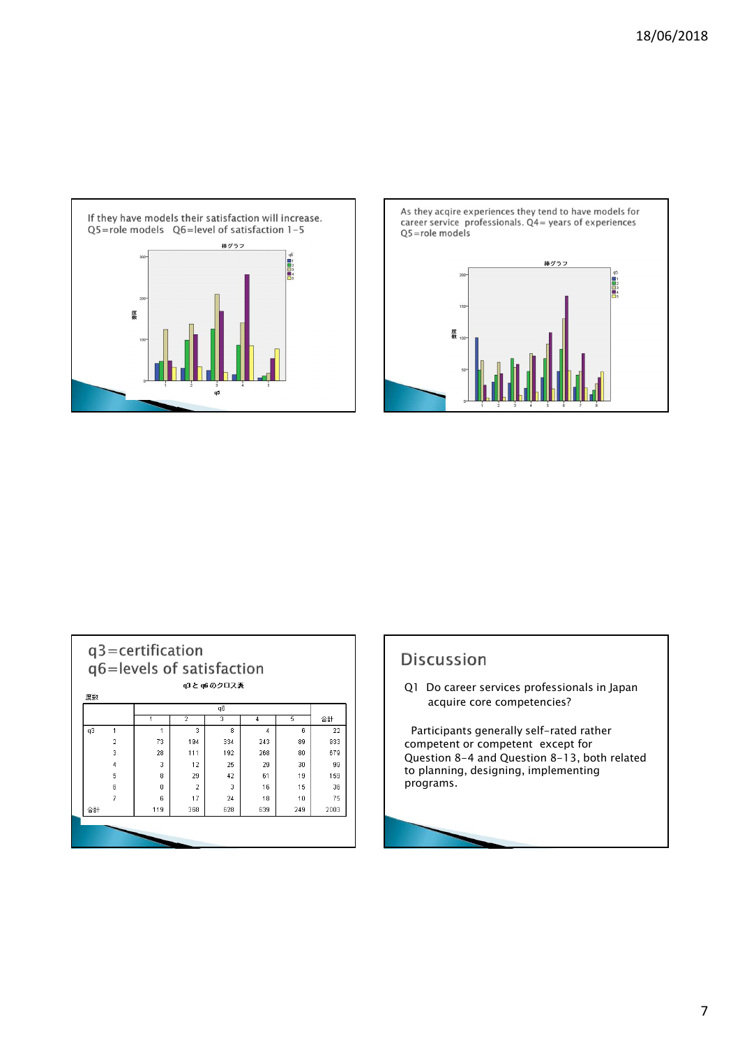If they have models their satisfaction will increase.
Q5=role models　Q6=level of satisfaction 1-5

As they acqire experiences they tend to have models for career service professionals. Q4= years of experiences
Q5=role models

## q3=certification
## q6=levels of satisfaction

q3 と q6 のクロス表

度数

| | | q6 | | | | | 合計 |
|---|---|---|---|---|---|---|---|
| | | 1 | 2 | 3 | 4 | 5 | |
| q3 | 1 | 1 | 3 | 8 | 4 | 6 | 22 |
| | 2 | 73 | 184 | 334 | 243 | 89 | 933 |
| | 3 | 28 | 111 | 192 | 268 | 80 | 679 |
| | 4 | 3 | 12 | 25 | 29 | 30 | 99 |
| | 5 | 8 | 29 | 42 | 61 | 19 | 159 |
| | 6 | 0 | 2 | 3 | 16 | 15 | 36 |
| | 7 | 6 | 17 | 24 | 18 | 10 | 75 |
| 合計 | | 119 | 368 | 628 | 639 | 249 | 2003 |

## Discussion

Q1 Do career services professionals in Japan acquire core competencies?

Participants generally self-rated rather competent or competent except for Question 8-4 and Question 8-13, both related to planning, designing, implementing programs.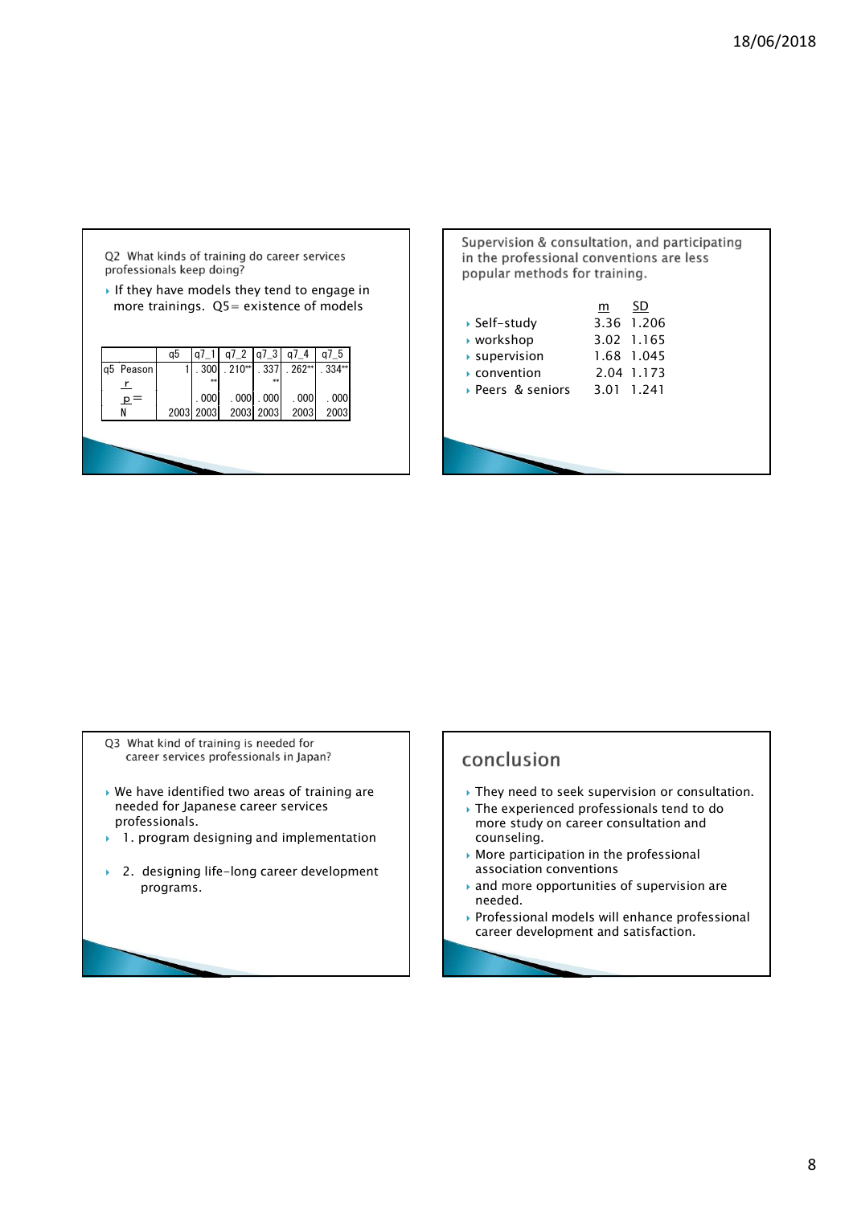Q2 What kinds of training do career services professionals keep doing?

- If they have models they tend to engage in more trainings. Q5= existence of models

| | | q5 | q7_1 | q7_2 | q7_3 | q7_4 | q7_5 |
|---|---|---|---|---|---|---|---|
| q5 | Peason r | 1 | .300** | .210** | .337** | .262** | .334** |
| | p= | | .000 | .000 | .000 | .000 | .000 |
| | N | 2003 | 2003 | 2003 | 2003 | 2003 | 2003 |

Supervision & consultation, and participating in the professional conventions are less popular methods for training.

| | m | SD |
|---|---|---|
| Self-study | 3.36 | 1.206 |
| workshop | 3.02 | 1.165 |
| supervision | 1.68 | 1.045 |
| convention | 2.04 | 1.173 |
| Peers & seniors | 3.01 | 1.241 |

Q3 What kind of training is needed for career services professionals in Japan?

- We have identified two areas of training are needed for Japanese career services professionals.
- 1. program designing and implementation
- 2. designing life-long career development programs.

## conclusion

- They need to seek supervision or consultation.
- The experienced professionals tend to do more study on career consultation and counseling.
- More participation in the professional association conventions
- and more opportunities of supervision are needed.
- Professional models will enhance professional career development and satisfaction.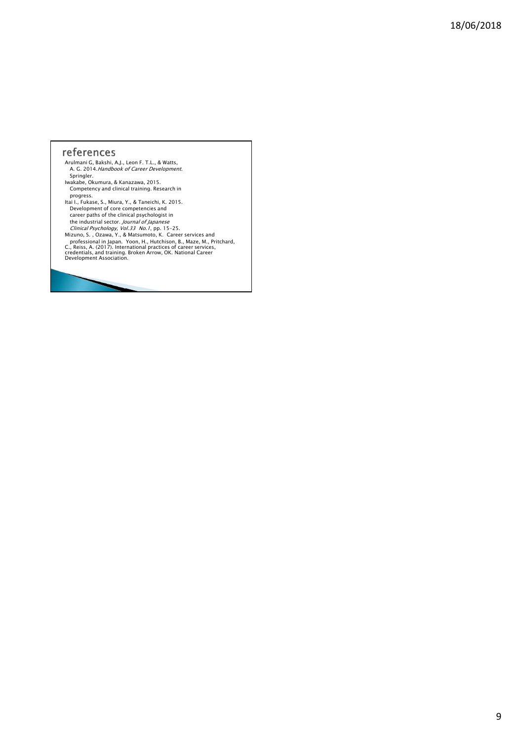## references

Arulmani G, Bakshi, A.J., Leon F. T.L., & Watts, A. G. 2014. *Handbook of Career Development.* Springler.

Iwakabe, Okumura, & Kanazawa, 2015. Competency and clinical training. Research in progress.

Itai I., Fukase, S., Miura, Y., & Taneichi, K. 2015. Development of core competencies and career paths of the clinical psychologist in the industrial sector. *Journal of Japanese Clinical Psychology, Vol.33 No.1*, pp. 15-25.

Mizuno, S. , Ozawa, Y., & Matsumoto, K. Career services and professional in Japan. Yoon, H., Hutchison, B., Maze, M., Pritchard, C., Reiss, A. (2017). International practices of career services, credentials, and training. Broken Arrow, OK. National Career Development Association.